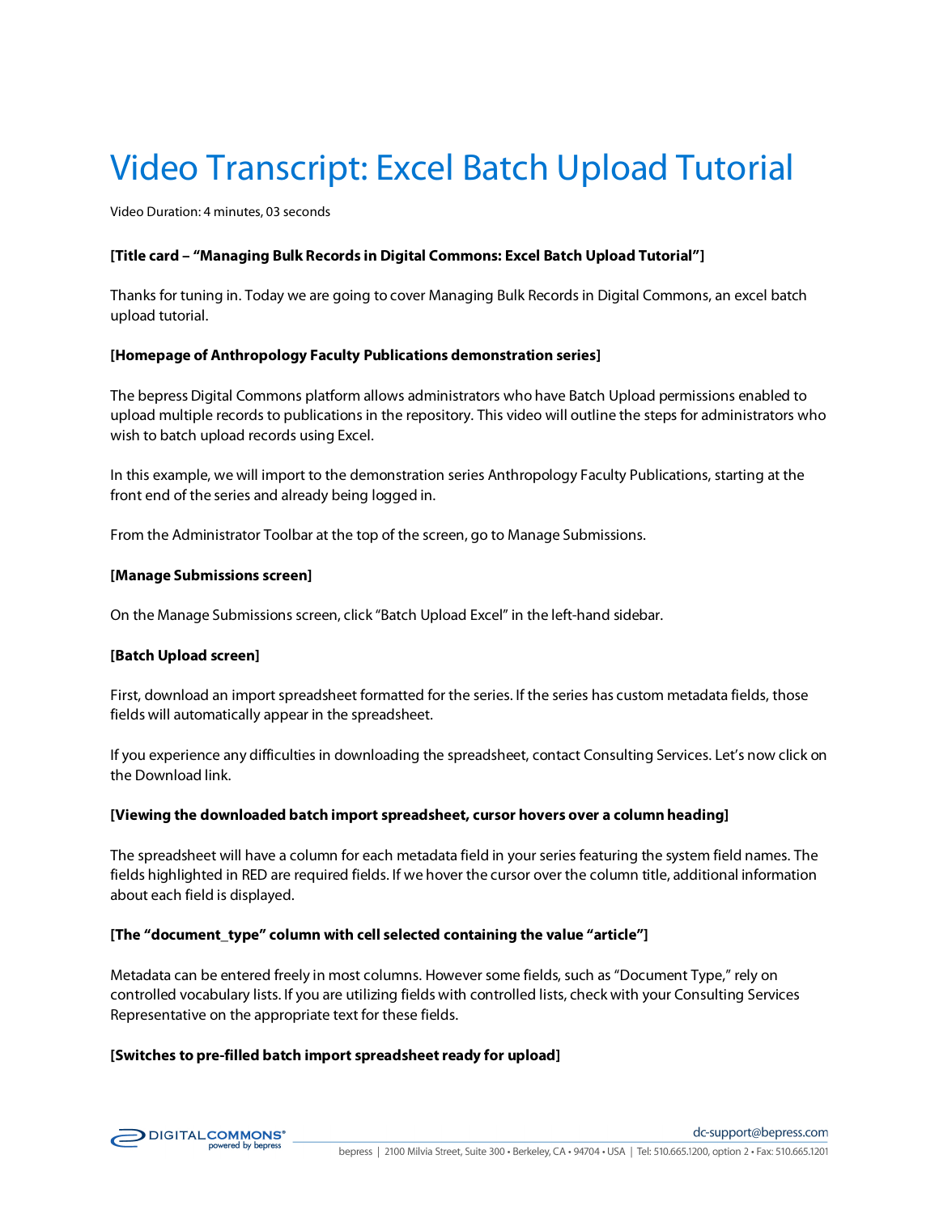# Video Transcript: Excel Batch Upload Tutorial

Video Duration: 4 minutes, 03 seconds

**[Title card – "Managing Bulk Records in Digital Commons: Excel Batch Upload Tutorial"]**

Thanks for tuning in. Today we are going to cover Managing Bulk Records in Digital Commons, an excel batch upload tutorial.

**[Homepage of Anthropology Faculty Publications demonstration series]**

The bepress Digital Commons platform allows administrators who have Batch Upload permissions enabled to upload multiple records to publications in the repository. This video will outline the steps for administrators who wish to batch upload records using Excel.

In this example, we will import to the demonstration series Anthropology Faculty Publications, starting at the front end of the series and already being logged in.

From the Administrator Toolbar at the top of the screen, go to Manage Submissions.

**[Manage Submissions screen]**

On the Manage Submissions screen, click "Batch Upload Excel" in the left-hand sidebar.

**[Batch Upload screen]**

First, download an import spreadsheet formatted for the series. If the series has custom metadata fields, those fields will automatically appear in the spreadsheet.

If you experience any difficulties in downloading the spreadsheet, contact Consulting Services. Let's now click on the Download link.

**[Viewing the downloaded batch import spreadsheet, cursor hovers over a column heading]**

The spreadsheet will have a column for each metadata field in your series featuring the system field names. The fields highlighted in RED are required fields. If we hover the cursor over the column title, additional information about each field is displayed.

**[The "document_type" column with cell selected containing the value "article"]**

Metadata can be entered freely in most columns. However some fields, such as "Document Type," rely on controlled vocabulary lists. If you are utilizing fields with controlled lists, check with your Consulting Services Representative on the appropriate text for these fields.

**[Switches to pre-filled batch import spreadsheet ready for upload]**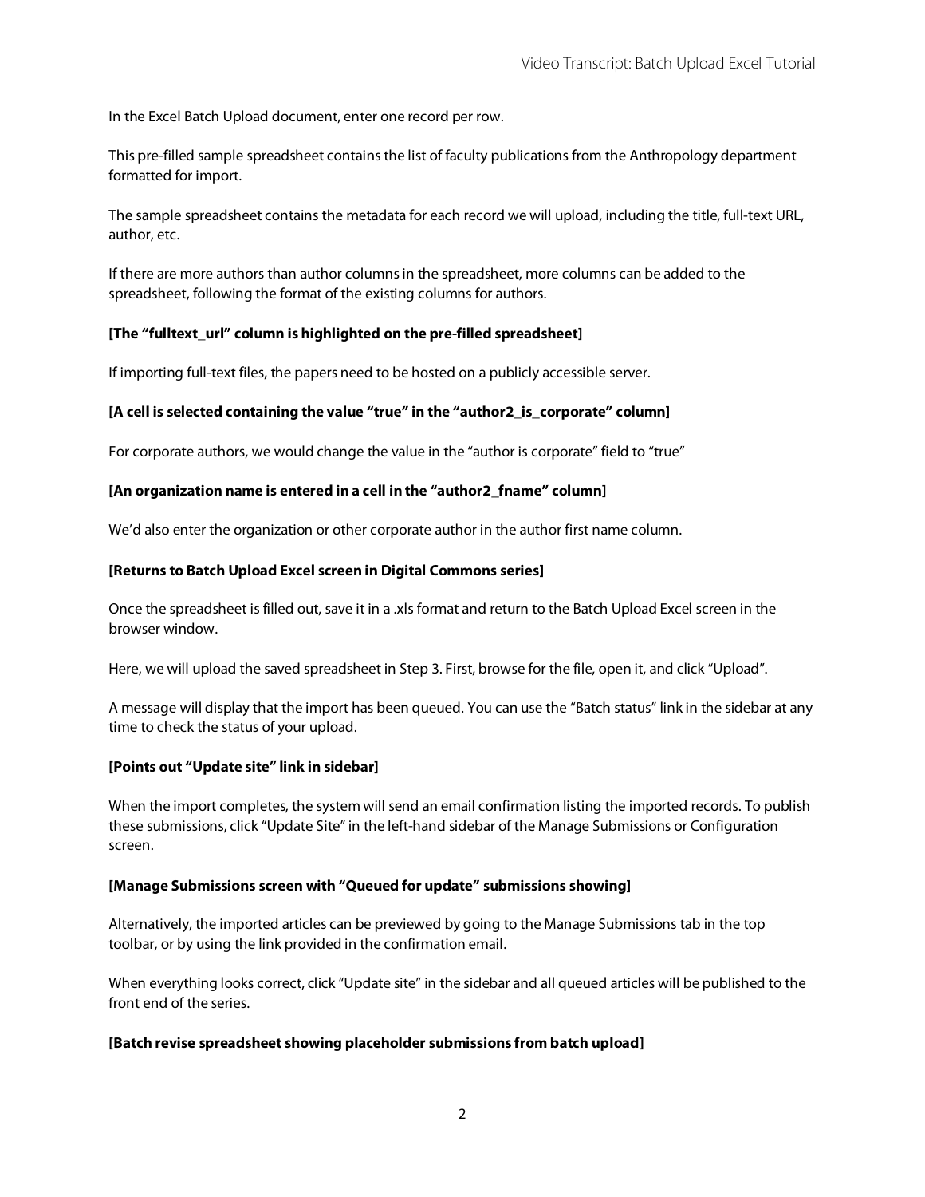In the Excel Batch Upload document, enter one record per row.

This pre-filled sample spreadsheet contains the list of faculty publications from the Anthropology department formatted for import.

The sample spreadsheet contains the metadata for each record we will upload, including the title, full-text URL, author, etc.

If there are more authors than author columns in the spreadsheet, more columns can be added to the spreadsheet, following the format of the existing columns for authors.

**[The "fulltext_url" column is highlighted on the pre-filled spreadsheet]**

If importing full-text files, the papers need to be hosted on a publicly accessible server.

**[A cell is selected containing the value "true" in the "author2_is_corporate" column]**

For corporate authors, we would change the value in the "author is corporate" field to "true"

**[An organization name is entered in a cell in the "author2_fname" column]**

We'd also enter the organization or other corporate author in the author first name column.

**[Returns to Batch Upload Excel screen in Digital Commons series]**

Once the spreadsheet is filled out, save it in a .xls format and return to the Batch Upload Excel screen in the browser window.

Here, we will upload the saved spreadsheet in Step 3. First, browse for the file, open it, and click "Upload".

A message will display that the import has been queued. You can use the "Batch status" link in the sidebar at any time to check the status of your upload.

**[Points out "Update site" link in sidebar]**

When the import completes, the system will send an email confirmation listing the imported records. To publish these submissions, click "Update Site" in the left-hand sidebar of the Manage Submissions or Configuration screen.

**[Manage Submissions screen with "Queued for update" submissions showing]**

Alternatively, the imported articles can be previewed by going to the Manage Submissions tab in the top toolbar, or by using the link provided in the confirmation email.

When everything looks correct, click "Update site" in the sidebar and all queued articles will be published to the front end of the series.

**[Batch revise spreadsheet showing placeholder submissions from batch upload]**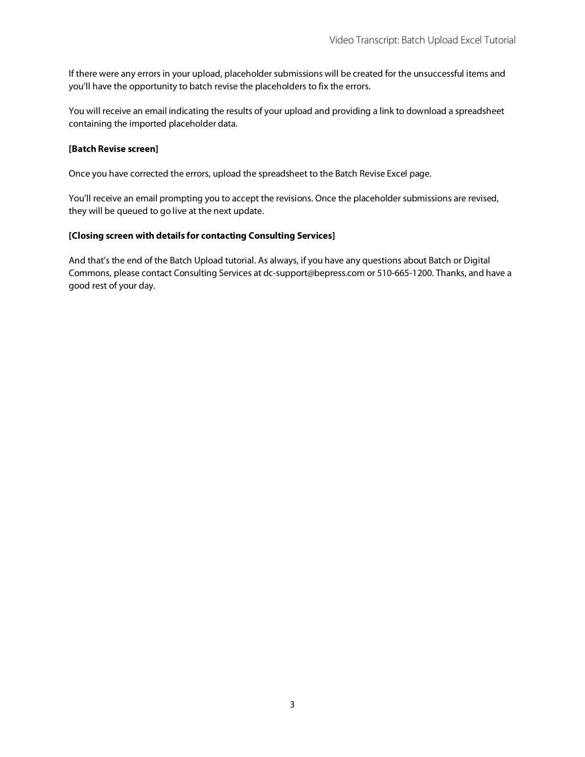If there were any errors in your upload, placeholder submissions will be created for the unsuccessful items and you'll have the opportunity to batch revise the placeholders to fix the errors.

You will receive an email indicating the results of your upload and providing a link to download a spreadsheet containing the imported placeholder data.

**[Batch Revise screen]**

Once you have corrected the errors, upload the spreadsheet to the Batch Revise Excel page.

You'll receive an email prompting you to accept the revisions. Once the placeholder submissions are revised, they will be queued to go live at the next update.

**[Closing screen with details for contacting Consulting Services]**

And that's the end of the Batch Upload tutorial. As always, if you have any questions about Batch or Digital Commons, please contact Consulting Services at dc-support@bepress.com or 510-665-1200. Thanks, and have a good rest of your day.